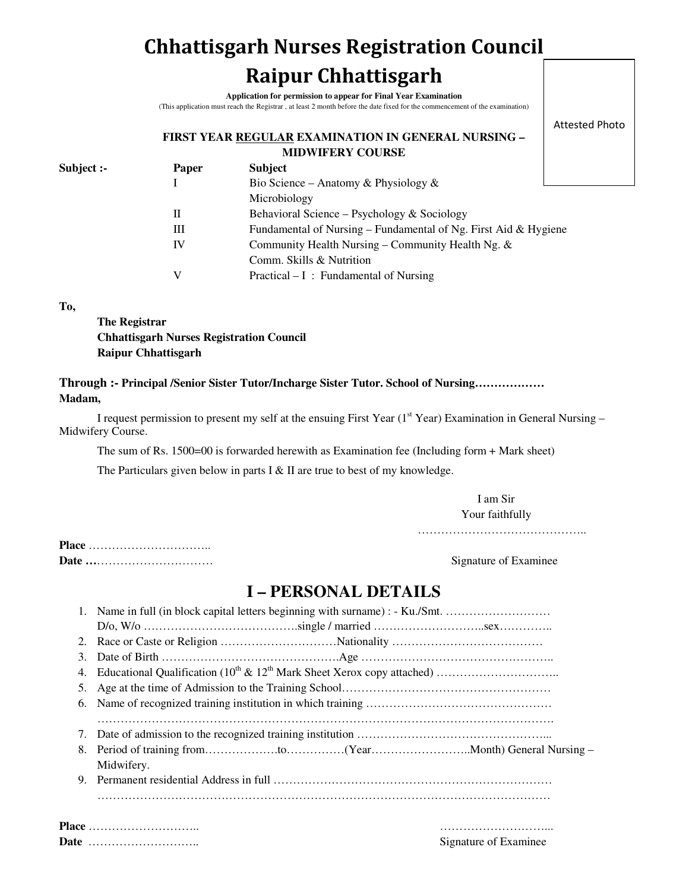# Chhattisgarh Nurses Registration Council

# Raipur Chhattisgarh

**Application for permission to appear for Final Year Examination**

(This application must reach the Registrar , at least 2 month before the date fixed for the commencement of the examination)

Attested Photo

**FIRST YEAR REGULAR EXAMINATION IN GENERAL NURSING – MIDWIFERY COURSE**

**Subject :-**

| Paper | Subject |
|---|---|
| I | Bio Science – Anatomy & Physiology & Microbiology |
| II | Behavioral Science – Psychology & Sociology |
| III | Fundamental of Nursing – Fundamental of Ng. First Aid & Hygiene |
| IV | Community Health Nursing – Community Health Ng. & Comm. Skills & Nutrition |
| V | Practical – I : Fundamental of Nursing |

**To,**

**The Registrar**
**Chhattisgarh Nurses Registration Council**
**Raipur Chhattisgarh**

**Through :- Principal /Senior Sister Tutor/Incharge Sister Tutor. School of Nursing………………**
**Madam,**

I request permission to present my self at the ensuing First Year (1st Year) Examination in General Nursing – Midwifery Course.

The sum of Rs. 1500=00 is forwarded herewith as Examination fee (Including form + Mark sheet)

The Particulars given below in parts I & II are true to best of my knowledge.

I am Sir
Your faithfully
……………………………………..
Signature of Examinee

**Place** …………………………..
**Date …**…………………………

## I – PERSONAL DETAILS

1. Name in full (in block capital letters beginning with surname) : - Ku./Smt. ……………………… D/o, W/o ………………………………….single / married ……………………….sex…………..
2. Race or Caste or Religion …………………………Nationality …………………………………
3. Date of Birth ……………………………………….Age …………………………………………..
4. Educational Qualification (10th & 12th Mark Sheet Xerox copy attached) …………………………..
5. Age at the time of Admission to the Training School………………………………………………
6. Name of recognized training institution in which training …………………………………………
   ……………………………………………………………………………………………………….
7. Date of admission to the recognized training institution …………………………………………...
8. Period of training from……………….to……………(Year……………………..Month) General Nursing – Midwifery.
9. Permanent residential Address in full ………………………………………………………………
   ……………………………………………………………………………………………………

**Place** ………………………..
**Date** ………………………..

………………………...
Signature of Examinee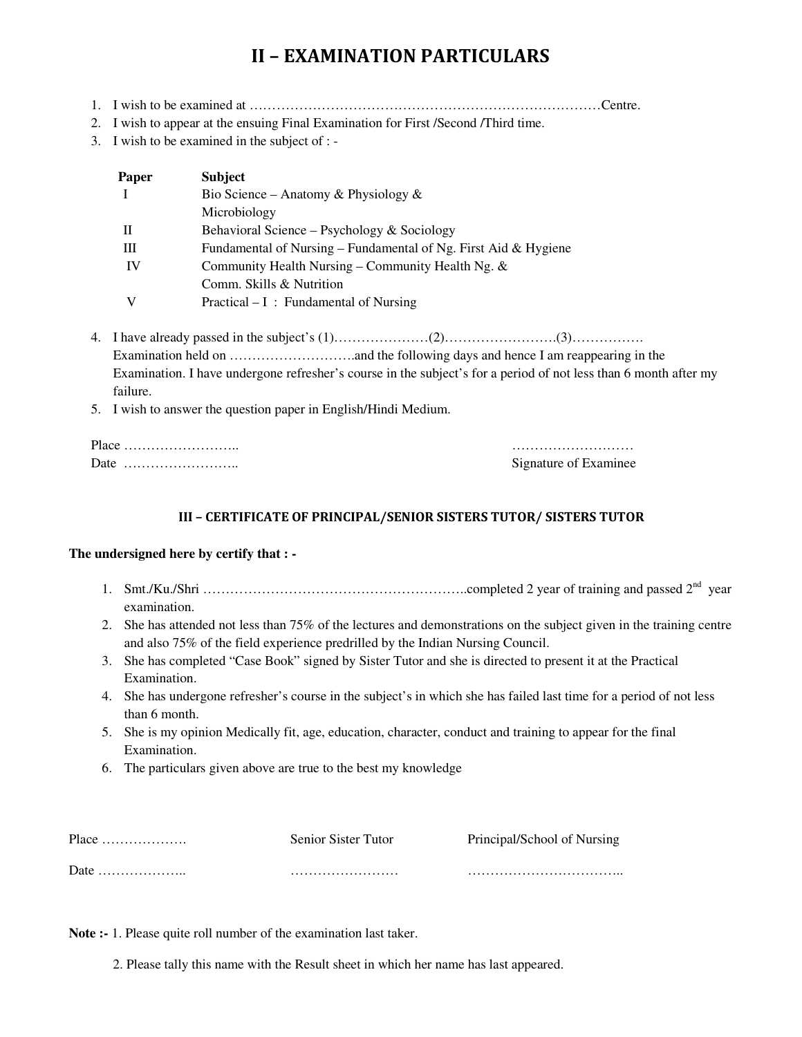# II – EXAMINATION PARTICULARS

1. I wish to be examined at …………………………………………………………………………Centre.
2. I wish to appear at the ensuing Final Examination for First /Second /Third time.
3. I wish to be examined in the subject of : -

| Paper | Subject |
|---|---|
| I | Bio Science – Anatomy & Physiology & Microbiology |
| II | Behavioral Science – Psychology & Sociology |
| III | Fundamental of Nursing – Fundamental of Ng. First Aid & Hygiene |
| IV | Community Health Nursing – Community Health Ng. & Comm. Skills & Nutrition |
| V | Practical – I : Fundamental of Nursing |

4. I have already passed in the subject's (1)…………………(2)…………………….(3)……………. Examination held on ……………………….and the following days and hence I am reappearing in the Examination. I have undergone refresher's course in the subject's for a period of not less than 6 month after my failure.
5. I wish to answer the question paper in English/Hindi Medium.

Place ……………………..

Date ……………………..

………………………

Signature of Examinee

### III – CERTIFICATE OF PRINCIPAL/SENIOR SISTERS TUTOR/ SISTERS TUTOR

**The undersigned here by certify that : -**

1. Smt./Ku./Shri …………………………………………………..completed 2 year of training and passed 2nd year examination.
2. She has attended not less than 75% of the lectures and demonstrations on the subject given in the training centre and also 75% of the field experience predrilled by the Indian Nursing Council.
3. She has completed "Case Book" signed by Sister Tutor and she is directed to present it at the Practical Examination.
4. She has undergone refresher's course in the subject's in which she has failed last time for a period of not less than 6 month.
5. She is my opinion Medically fit, age, education, character, conduct and training to appear for the final Examination.
6. The particulars given above are true to the best my knowledge

Place ……………….

Date ………………..

Senior Sister Tutor

……………………

Principal/School of Nursing

……………………………..

**Note :-** 1. Please quite roll number of the examination last taker.

2. Please tally this name with the Result sheet in which her name has last appeared.